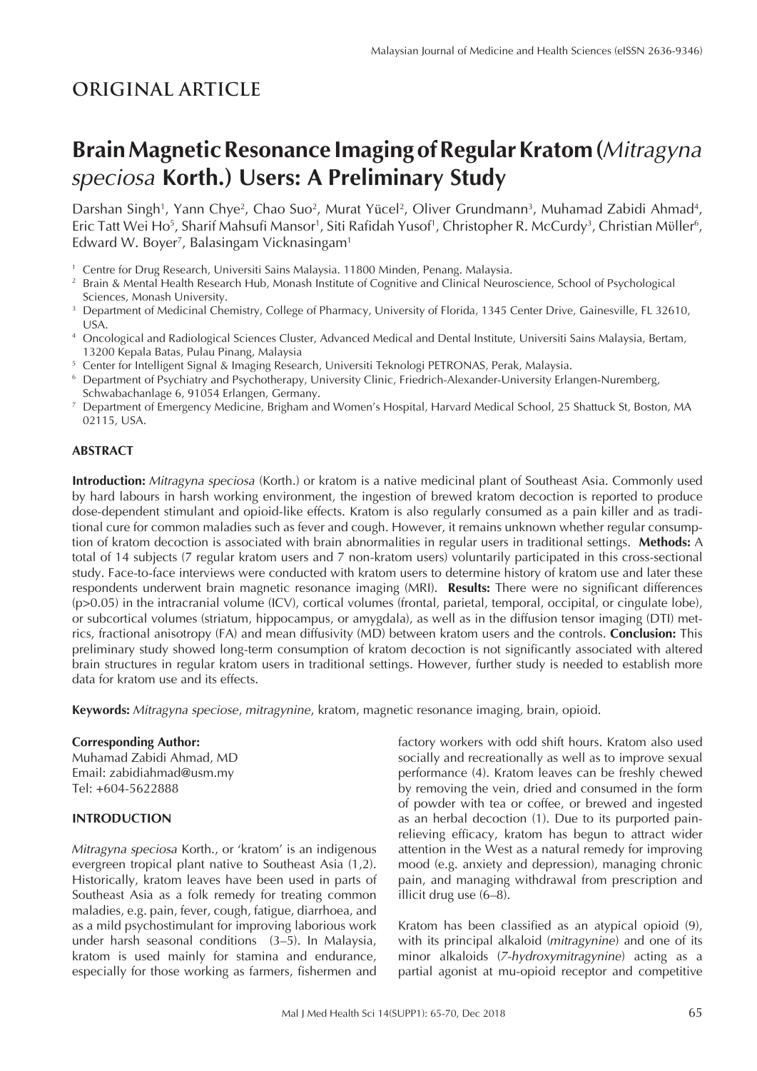## ORIGINAL ARTICLE

# Brain Magnetic Resonance Imaging of Regular Kratom (*Mitragyna speciosa* Korth.) Users: A Preliminary Study

Darshan Singh[1], Yann Chye[2], Chao Suo[2], Murat Yücel[2], Oliver Grundmann[3], Muhamad Zabidi Ahmad[4], Eric Tatt Wei Ho[5], Sharif Mahsufi Mansor[1], Siti Rafidah Yusof[1], Christopher R. McCurdy[3], Christian Möller[6], Edward W. Boyer[7], Balasingam Vicknasingam[1]

[1] Centre for Drug Research, Universiti Sains Malaysia. 11800 Minden, Penang. Malaysia.
[2] Brain & Mental Health Research Hub, Monash Institute of Cognitive and Clinical Neuroscience, School of Psychological Sciences, Monash University.
[3] Department of Medicinal Chemistry, College of Pharmacy, University of Florida, 1345 Center Drive, Gainesville, FL 32610, USA.
[4] Oncological and Radiological Sciences Cluster, Advanced Medical and Dental Institute, Universiti Sains Malaysia, Bertam, 13200 Kepala Batas, Pulau Pinang, Malaysia
[5] Center for Intelligent Signal & Imaging Research, Universiti Teknologi PETRONAS, Perak, Malaysia.
[6] Department of Psychiatry and Psychotherapy, University Clinic, Friedrich-Alexander-University Erlangen-Nuremberg, Schwabachanlage 6, 91054 Erlangen, Germany.
[7] Department of Emergency Medicine, Brigham and Women's Hospital, Harvard Medical School, 25 Shattuck St, Boston, MA 02115, USA.

### ABSTRACT

**Introduction:** *Mitragyna speciosa* (Korth.) or kratom is a native medicinal plant of Southeast Asia. Commonly used by hard labours in harsh working environment, the ingestion of brewed kratom decoction is reported to produce dose-dependent stimulant and opioid-like effects. Kratom is also regularly consumed as a pain killer and as traditional cure for common maladies such as fever and cough. However, it remains unknown whether regular consumption of kratom decoction is associated with brain abnormalities in regular users in traditional settings. **Methods:** A total of 14 subjects (7 regular kratom users and 7 non-kratom users) voluntarily participated in this cross-sectional study. Face-to-face interviews were conducted with kratom users to determine history of kratom use and later these respondents underwent brain magnetic resonance imaging (MRI). **Results:** There were no significant differences ($p>0.05$) in the intracranial volume (ICV), cortical volumes (frontal, parietal, temporal, occipital, or cingulate lobe), or subcortical volumes (striatum, hippocampus, or amygdala), as well as in the diffusion tensor imaging (DTI) metrics, fractional anisotropy (FA) and mean diffusivity (MD) between kratom users and the controls. **Conclusion:** This preliminary study showed long-term consumption of kratom decoction is not significantly associated with altered brain structures in regular kratom users in traditional settings. However, further study is needed to establish more data for kratom use and its effects.

**Keywords:** *Mitragyna speciose*, *mitragynine*, kratom, magnetic resonance imaging, brain, opioid.

**Corresponding Author:**
Muhamad Zabidi Ahmad, MD
Email: zabidiahmad@usm.my
Tel: +604-5622888

### INTRODUCTION

*Mitragyna speciosa* Korth., or 'kratom' is an indigenous evergreen tropical plant native to Southeast Asia (1,2). Historically, kratom leaves have been used in parts of Southeast Asia as a folk remedy for treating common maladies, e.g. pain, fever, cough, fatigue, diarrhoea, and as a mild psychostimulant for improving laborious work under harsh seasonal conditions (3–5). In Malaysia, kratom is used mainly for stamina and endurance, especially for those working as farmers, fishermen and factory workers with odd shift hours. Kratom also used socially and recreationally as well as to improve sexual performance (4). Kratom leaves can be freshly chewed by removing the vein, dried and consumed in the form of powder with tea or coffee, or brewed and ingested as an herbal decoction (1). Due to its purported pain-relieving efficacy, kratom has begun to attract wider attention in the West as a natural remedy for improving mood (e.g. anxiety and depression), managing chronic pain, and managing withdrawal from prescription and illicit drug use (6–8).

Kratom has been classified as an atypical opioid (9), with its principal alkaloid (*mitragynine*) and one of its minor alkaloids (*7-hydroxymitragynine*) acting as a partial agonist at mu-opioid receptor and competitive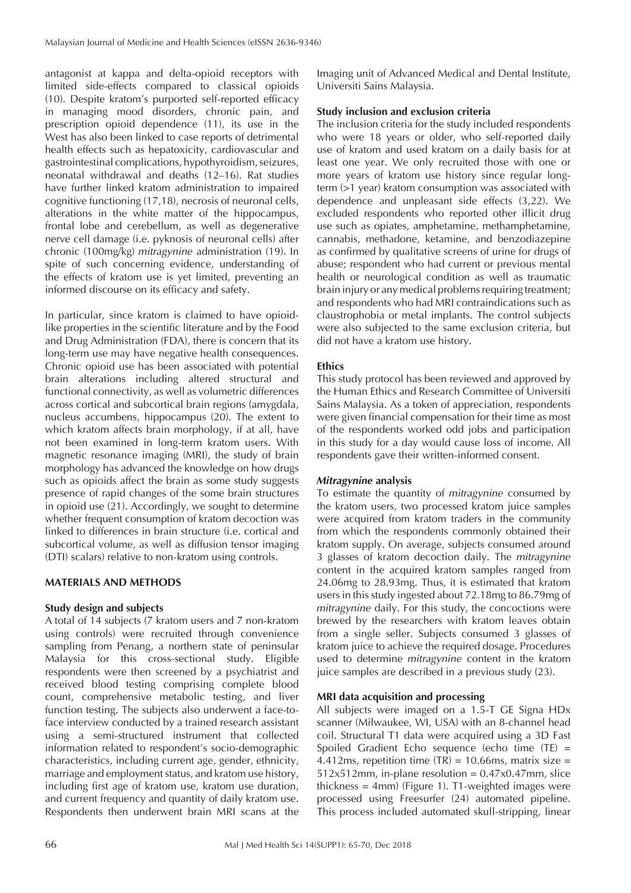antagonist at kappa and delta-opioid receptors with limited side-effects compared to classical opioids (10). Despite kratom's purported self-reported efficacy in managing mood disorders, chronic pain, and prescription opioid dependence (11), its use in the West has also been linked to case reports of detrimental health effects such as hepatoxicity, cardiovascular and gastrointestinal complications, hypothyroidism, seizures, neonatal withdrawal and deaths (12–16). Rat studies have further linked kratom administration to impaired cognitive functioning (17,18), necrosis of neuronal cells, alterations in the white matter of the hippocampus, frontal lobe and cerebellum, as well as degenerative nerve cell damage (i.e. pyknosis of neuronal cells) after chronic (100mg/kg) *mitragynine* administration (19). In spite of such concerning evidence, understanding of the effects of kratom use is yet limited, preventing an informed discourse on its efficacy and safety.

In particular, since kratom is claimed to have opioid-like properties in the scientific literature and by the Food and Drug Administration (FDA), there is concern that its long-term use may have negative health consequences. Chronic opioid use has been associated with potential brain alterations including altered structural and functional connectivity, as well as volumetric differences across cortical and subcortical brain regions (amygdala, nucleus accumbens, hippocampus (20). The extent to which kratom affects brain morphology, if at all, have not been examined in long-term kratom users. With magnetic resonance imaging (MRI), the study of brain morphology has advanced the knowledge on how drugs such as opioids affect the brain as some study suggests presence of rapid changes of the some brain structures in opioid use (21). Accordingly, we sought to determine whether frequent consumption of kratom decoction was linked to differences in brain structure (i.e. cortical and subcortical volume, as well as diffusion tensor imaging (DTI) scalars) relative to non-kratom using controls.

## MATERIALS AND METHODS

### Study design and subjects

A total of 14 subjects (7 kratom users and 7 non-kratom using controls) were recruited through convenience sampling from Penang, a northern state of peninsular Malaysia for this cross-sectional study. Eligible respondents were then screened by a psychiatrist and received blood testing comprising complete blood count, comprehensive metabolic testing, and liver function testing. The subjects also underwent a face-to-face interview conducted by a trained research assistant using a semi-structured instrument that collected information related to respondent's socio-demographic characteristics, including current age, gender, ethnicity, marriage and employment status, and kratom use history, including first age of kratom use, kratom use duration, and current frequency and quantity of daily kratom use. Respondents then underwent brain MRI scans at the Imaging unit of Advanced Medical and Dental Institute, Universiti Sains Malaysia.

### Study inclusion and exclusion criteria

The inclusion criteria for the study included respondents who were 18 years or older, who self-reported daily use of kratom and used kratom on a daily basis for at least one year. We only recruited those with one or more years of kratom use history since regular long-term (>1 year) kratom consumption was associated with dependence and unpleasant side effects (3,22). We excluded respondents who reported other illicit drug use such as opiates, amphetamine, methamphetamine, cannabis, methadone, ketamine, and benzodiazepine as confirmed by qualitative screens of urine for drugs of abuse; respondent who had current or previous mental health or neurological condition as well as traumatic brain injury or any medical problems requiring treatment; and respondents who had MRI contraindications such as claustrophobia or metal implants. The control subjects were also subjected to the same exclusion criteria, but did not have a kratom use history.

### Ethics

This study protocol has been reviewed and approved by the Human Ethics and Research Committee of Universiti Sains Malaysia. As a token of appreciation, respondents were given financial compensation for their time as most of the respondents worked odd jobs and participation in this study for a day would cause loss of income. All respondents gave their written-informed consent.

### *Mitragynine* analysis

To estimate the quantity of *mitragynine* consumed by the kratom users, two processed kratom juice samples were acquired from kratom traders in the community from which the respondents commonly obtained their kratom supply. On average, subjects consumed around 3 glasses of kratom decoction daily. The *mitragynine* content in the acquired kratom samples ranged from 24.06mg to 28.93mg. Thus, it is estimated that kratom users in this study ingested about 72.18mg to 86.79mg of *mitragynine* daily. For this study, the concoctions were brewed by the researchers with kratom leaves obtain from a single seller. Subjects consumed 3 glasses of kratom juice to achieve the required dosage. Procedures used to determine *mitragynine* content in the kratom juice samples are described in a previous study (23).

### MRI data acquisition and processing

All subjects were imaged on a 1.5-T GE Signa HDx scanner (Milwaukee, WI, USA) with an 8-channel head coil. Structural T1 data were acquired using a 3D Fast Spoiled Gradient Echo sequence (echo time (TE) = 4.412ms, repetition time (TR) = 10.66ms, matrix size = 512x512mm, in-plane resolution = 0.47x0.47mm, slice thickness = 4mm) (Figure 1). T1-weighted images were processed using Freesurfer (24) automated pipeline. This process included automated skull-stripping, linear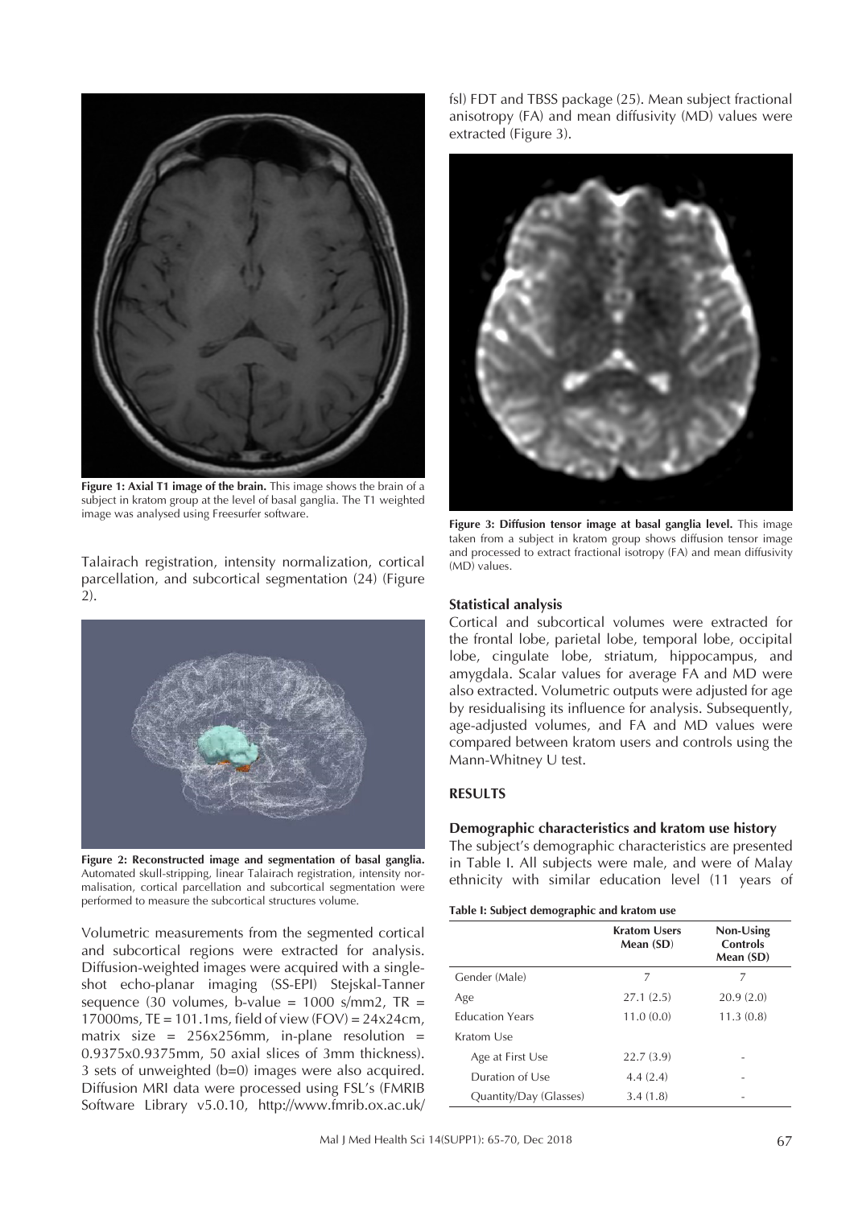**Figure 1: Axial T1 image of the brain.** This image shows the brain of a subject in kratom group at the level of basal ganglia. The T1 weighted image was analysed using Freesurfer software.

Talairach registration, intensity normalization, cortical parcellation, and subcortical segmentation (24) (Figure 2).

**Figure 2: Reconstructed image and segmentation of basal ganglia.** Automated skull-stripping, linear Talairach registration, intensity normalisation, cortical parcellation and subcortical segmentation were performed to measure the subcortical structures volume.

Volumetric measurements from the segmented cortical and subcortical regions were extracted for analysis. Diffusion-weighted images were acquired with a single-shot echo-planar imaging (SS-EPI) Stejskal-Tanner sequence (30 volumes, b-value = 1000 s/mm2, TR = 17000ms, TE = 101.1ms, field of view (FOV) = 24x24cm, matrix size = 256x256mm, in-plane resolution = 0.9375x0.9375mm, 50 axial slices of 3mm thickness). 3 sets of unweighted (b=0) images were also acquired. Diffusion MRI data were processed using FSL's (FMRIB Software Library v5.0.10, http://www.fmrib.ox.ac.uk/fsl) FDT and TBSS package (25). Mean subject fractional anisotropy (FA) and mean diffusivity (MD) values were extracted (Figure 3).

**Figure 3: Diffusion tensor image at basal ganglia level.** This image taken from a subject in kratom group shows diffusion tensor image and processed to extract fractional isotropy (FA) and mean diffusivity (MD) values.

### Statistical analysis

Cortical and subcortical volumes were extracted for the frontal lobe, parietal lobe, temporal lobe, occipital lobe, cingulate lobe, striatum, hippocampus, and amygdala. Scalar values for average FA and MD were also extracted. Volumetric outputs were adjusted for age by residualising its influence for analysis. Subsequently, age-adjusted volumes, and FA and MD values were compared between kratom users and controls using the Mann-Whitney U test.

## RESULTS

### Demographic characteristics and kratom use history

The subject's demographic characteristics are presented in Table I. All subjects were male, and were of Malay ethnicity with similar education level (11 years of

**Table I: Subject demographic and kratom use**

| | Kratom Users Mean (SD) | Non-Using Controls Mean (SD) |
|---|---|---|
| Gender (Male) | 7 | 7 |
| Age | 27.1 (2.5) | 20.9 (2.0) |
| Education Years | 11.0 (0.0) | 11.3 (0.8) |
| Kratom Use | | |
| Age at First Use | 22.7 (3.9) | - |
| Duration of Use | 4.4 (2.4) | - |
| Quantity/Day (Glasses) | 3.4 (1.8) | - |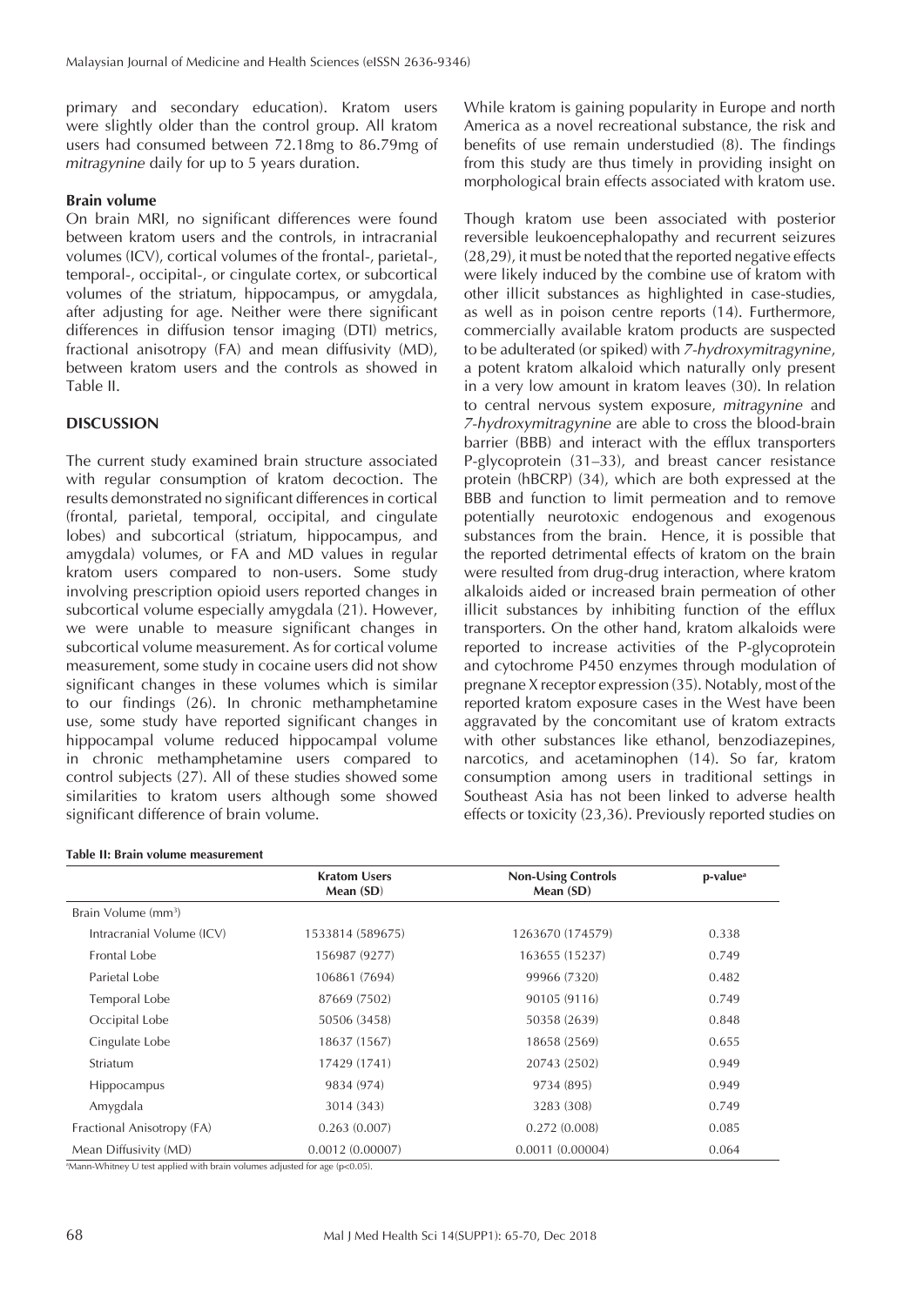primary and secondary education). Kratom users were slightly older than the control group. All kratom users had consumed between 72.18mg to 86.79mg of *mitragynine* daily for up to 5 years duration.

### Brain volume

On brain MRI, no significant differences were found between kratom users and the controls, in intracranial volumes (ICV), cortical volumes of the frontal-, parietal-, temporal-, occipital-, or cingulate cortex, or subcortical volumes of the striatum, hippocampus, or amygdala, after adjusting for age. Neither were there significant differences in diffusion tensor imaging (DTI) metrics, fractional anisotropy (FA) and mean diffusivity (MD), between kratom users and the controls as showed in Table II.

## DISCUSSION

The current study examined brain structure associated with regular consumption of kratom decoction. The results demonstrated no significant differences in cortical (frontal, parietal, temporal, occipital, and cingulate lobes) and subcortical (striatum, hippocampus, and amygdala) volumes, or FA and MD values in regular kratom users compared to non-users. Some study involving prescription opioid users reported changes in subcortical volume especially amygdala (21). However, we were unable to measure significant changes in subcortical volume measurement. As for cortical volume measurement, some study in cocaine users did not show significant changes in these volumes which is similar to our findings (26). In chronic methamphetamine use, some study have reported significant changes in hippocampal volume reduced hippocampal volume in chronic methamphetamine users compared to control subjects (27). All of these studies showed some similarities to kratom users although some showed significant difference of brain volume.

**Table II: Brain volume measurement**

| | Kratom Users Mean (SD) | Non-Using Controls Mean (SD) | p-value[a] |
|---|---|---|---|
| Brain Volume ($mm^3$) | | | |
| Intracranial Volume (ICV) | 1533814 (589675) | 1263670 (174579) | 0.338 |
| Frontal Lobe | 156987 (9277) | 163655 (15237) | 0.749 |
| Parietal Lobe | 106861 (7694) | 99966 (7320) | 0.482 |
| Temporal Lobe | 87669 (7502) | 90105 (9116) | 0.749 |
| Occipital Lobe | 50506 (3458) | 50358 (2639) | 0.848 |
| Cingulate Lobe | 18637 (1567) | 18658 (2569) | 0.655 |
| Striatum | 17429 (1741) | 20743 (2502) | 0.949 |
| Hippocampus | 9834 (974) | 9734 (895) | 0.949 |
| Amygdala | 3014 (343) | 3283 (308) | 0.749 |
| Fractional Anisotropy (FA) | 0.263 (0.007) | 0.272 (0.008) | 0.085 |
| Mean Diffusivity (MD) | 0.0012 (0.00007) | 0.0011 (0.00004) | 0.064 |

[a]Mann-Whitney U test applied with brain volumes adjusted for age ($p<0.05$).

While kratom is gaining popularity in Europe and north America as a novel recreational substance, the risk and benefits of use remain understudied (8). The findings from this study are thus timely in providing insight on morphological brain effects associated with kratom use.

Though kratom use been associated with posterior reversible leukoencephalopathy and recurrent seizures (28,29), it must be noted that the reported negative effects were likely induced by the combine use of kratom with other illicit substances as highlighted in case-studies, as well as in poison centre reports (14). Furthermore, commercially available kratom products are suspected to be adulterated (or spiked) with *7-hydroxymitragynine*, a potent kratom alkaloid which naturally only present in a very low amount in kratom leaves (30). In relation to central nervous system exposure, *mitragynine* and *7-hydroxymitragynine* are able to cross the blood-brain barrier (BBB) and interact with the efflux transporters P-glycoprotein (31–33), and breast cancer resistance protein (hBCRP) (34), which are both expressed at the BBB and function to limit permeation and to remove potentially neurotoxic endogenous and exogenous substances from the brain. Hence, it is possible that the reported detrimental effects of kratom on the brain were resulted from drug-drug interaction, where kratom alkaloids aided or increased brain permeation of other illicit substances by inhibiting function of the efflux transporters. On the other hand, kratom alkaloids were reported to increase activities of the P-glycoprotein and cytochrome P450 enzymes through modulation of pregnane X receptor expression (35). Notably, most of the reported kratom exposure cases in the West have been aggravated by the concomitant use of kratom extracts with other substances like ethanol, benzodiazepines, narcotics, and acetaminophen (14). So far, kratom consumption among users in traditional settings in Southeast Asia has not been linked to adverse health effects or toxicity (23,36). Previously reported studies on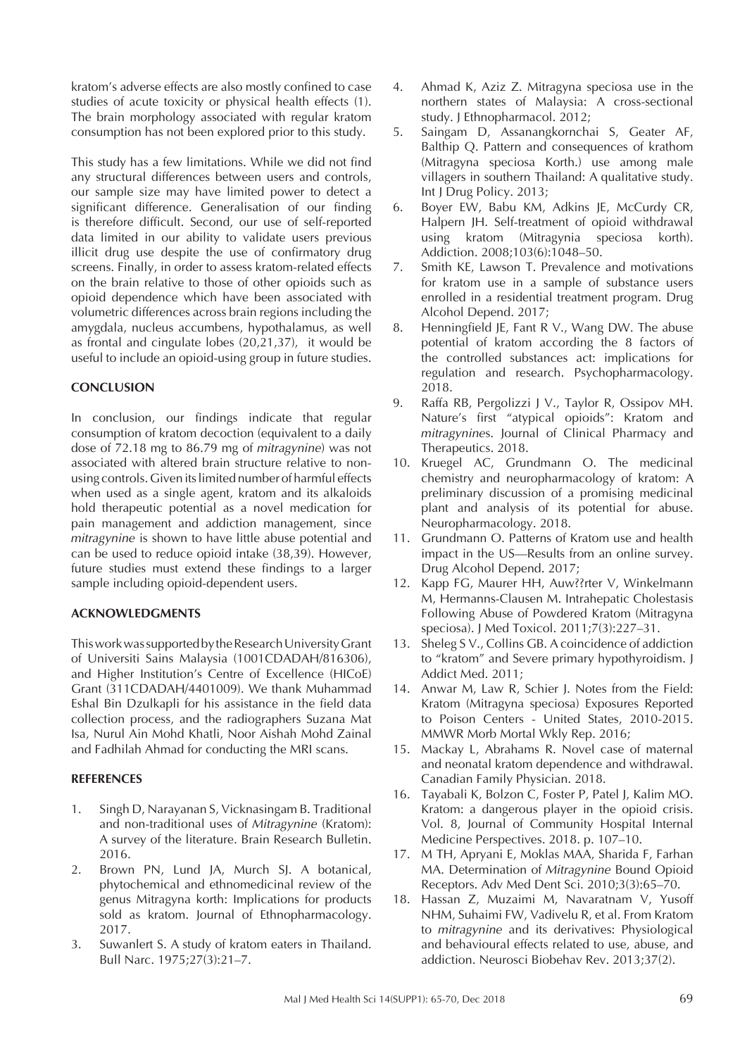kratom's adverse effects are also mostly confined to case studies of acute toxicity or physical health effects (1). The brain morphology associated with regular kratom consumption has not been explored prior to this study.

This study has a few limitations. While we did not find any structural differences between users and controls, our sample size may have limited power to detect a significant difference. Generalisation of our finding is therefore difficult. Second, our use of self-reported data limited in our ability to validate users previous illicit drug use despite the use of confirmatory drug screens. Finally, in order to assess kratom-related effects on the brain relative to those of other opioids such as opioid dependence which have been associated with volumetric differences across brain regions including the amygdala, nucleus accumbens, hypothalamus, as well as frontal and cingulate lobes (20,21,37), it would be useful to include an opioid-using group in future studies.

## CONCLUSION

In conclusion, our findings indicate that regular consumption of kratom decoction (equivalent to a daily dose of 72.18 mg to 86.79 mg of *mitragynine*) was not associated with altered brain structure relative to non-using controls. Given its limited number of harmful effects when used as a single agent, kratom and its alkaloids hold therapeutic potential as a novel medication for pain management and addiction management, since *mitragynine* is shown to have little abuse potential and can be used to reduce opioid intake (38,39). However, future studies must extend these findings to a larger sample including opioid-dependent users.

## ACKNOWLEDGMENTS

This work was supported by the Research University Grant of Universiti Sains Malaysia (1001CDADAH/816306), and Higher Institution's Centre of Excellence (HICoE) Grant (311CDADAH/4401009). We thank Muhammad Eshal Bin Dzulkapli for his assistance in the field data collection process, and the radiographers Suzana Mat Isa, Nurul Ain Mohd Khatli, Noor Aishah Mohd Zainal and Fadhilah Ahmad for conducting the MRI scans.

## REFERENCES

1. Singh D, Narayanan S, Vicknasingam B. Traditional and non-traditional uses of *Mitragynine* (Kratom): A survey of the literature. Brain Research Bulletin. 2016.
2. Brown PN, Lund JA, Murch SJ. A botanical, phytochemical and ethnomedicinal review of the genus Mitragyna korth: Implications for products sold as kratom. Journal of Ethnopharmacology. 2017.
3. Suwanlert S. A study of kratom eaters in Thailand. Bull Narc. 1975;27(3):21–7.
4. Ahmad K, Aziz Z. Mitragyna speciosa use in the northern states of Malaysia: A cross-sectional study. J Ethnopharmacol. 2012;
5. Saingam D, Assanangkornchai S, Geater AF, Balthip Q. Pattern and consequences of krathom (Mitragyna speciosa Korth.) use among male villagers in southern Thailand: A qualitative study. Int J Drug Policy. 2013;
6. Boyer EW, Babu KM, Adkins JE, McCurdy CR, Halpern JH. Self-treatment of opioid withdrawal using kratom (Mitragynia speciosa korth). Addiction. 2008;103(6):1048–50.
7. Smith KE, Lawson T. Prevalence and motivations for kratom use in a sample of substance users enrolled in a residential treatment program. Drug Alcohol Depend. 2017;
8. Henningfield JE, Fant R V., Wang DW. The abuse potential of kratom according the 8 factors of the controlled substances act: implications for regulation and research. Psychopharmacology. 2018.
9. Raffa RB, Pergolizzi J V., Taylor R, Ossipov MH. Nature's first "atypical opioids": Kratom and *mitragynine*s. Journal of Clinical Pharmacy and Therapeutics. 2018.
10. Kruegel AC, Grundmann O. The medicinal chemistry and neuropharmacology of kratom: A preliminary discussion of a promising medicinal plant and analysis of its potential for abuse. Neuropharmacology. 2018.
11. Grundmann O. Patterns of Kratom use and health impact in the US—Results from an online survey. Drug Alcohol Depend. 2017;
12. Kapp FG, Maurer HH, Auw??rter V, Winkelmann M, Hermanns-Clausen M. Intrahepatic Cholestasis Following Abuse of Powdered Kratom (Mitragyna speciosa). J Med Toxicol. 2011;7(3):227–31.
13. Sheleg S V., Collins GB. A coincidence of addiction to "kratom" and Severe primary hypothyroidism. J Addict Med. 2011;
14. Anwar M, Law R, Schier J. Notes from the Field: Kratom (Mitragyna speciosa) Exposures Reported to Poison Centers - United States, 2010-2015. MMWR Morb Mortal Wkly Rep. 2016;
15. Mackay L, Abrahams R. Novel case of maternal and neonatal kratom dependence and withdrawal. Canadian Family Physician. 2018.
16. Tayabali K, Bolzon C, Foster P, Patel J, Kalim MO. Kratom: a dangerous player in the opioid crisis. Vol. 8, Journal of Community Hospital Internal Medicine Perspectives. 2018. p. 107–10.
17. M TH, Apryani E, Moklas MAA, Sharida F, Farhan MA. Determination of *Mitragynine* Bound Opioid Receptors. Adv Med Dent Sci. 2010;3(3):65–70.
18. Hassan Z, Muzaimi M, Navaratnam V, Yusoff NHM, Suhaimi FW, Vadivelu R, et al. From Kratom to *mitragynine* and its derivatives: Physiological and behavioural effects related to use, abuse, and addiction. Neurosci Biobehav Rev. 2013;37(2).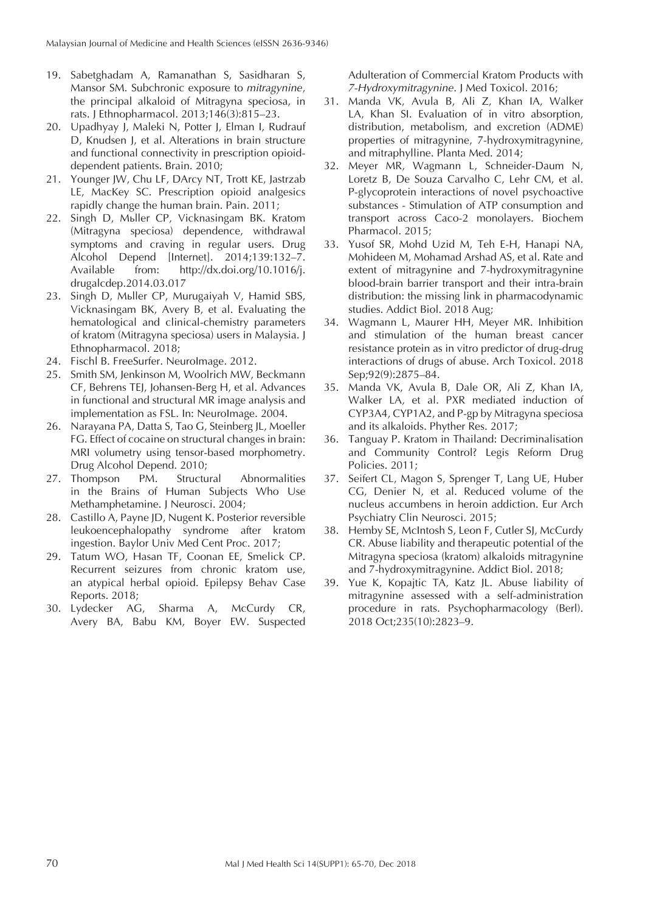19. Sabetghadam A, Ramanathan S, Sasidharan S, Mansor SM. Subchronic exposure to *mitragynine*, the principal alkaloid of Mitragyna speciosa, in rats. J Ethnopharmacol. 2013;146(3):815–23.
20. Upadhyay J, Maleki N, Potter J, Elman I, Rudrauf D, Knudsen J, et al. Alterations in brain structure and functional connectivity in prescription opioid-dependent patients. Brain. 2010;
21. Younger JW, Chu LF, DArcy NT, Trott KE, Jastrzab LE, MacKey SC. Prescription opioid analgesics rapidly change the human brain. Pain. 2011;
22. Singh D, Mьller CP, Vicknasingam BK. Kratom (Mitragyna speciosa) dependence, withdrawal symptoms and craving in regular users. Drug Alcohol Depend [Internet]. 2014;139:132–7. Available from: http://dx.doi.org/10.1016/j.drugalcdep.2014.03.017
23. Singh D, Mьller CP, Murugaiyah V, Hamid SBS, Vicknasingam BK, Avery B, et al. Evaluating the hematological and clinical-chemistry parameters of kratom (Mitragyna speciosa) users in Malaysia. J Ethnopharmacol. 2018;
24. Fischl B. FreeSurfer. NeuroImage. 2012.
25. Smith SM, Jenkinson M, Woolrich MW, Beckmann CF, Behrens TEJ, Johansen-Berg H, et al. Advances in functional and structural MR image analysis and implementation as FSL. In: NeuroImage. 2004.
26. Narayana PA, Datta S, Tao G, Steinberg JL, Moeller FG. Effect of cocaine on structural changes in brain: MRI volumetry using tensor-based morphometry. Drug Alcohol Depend. 2010;
27. Thompson PM. Structural Abnormalities in the Brains of Human Subjects Who Use Methamphetamine. J Neurosci. 2004;
28. Castillo A, Payne JD, Nugent K. Posterior reversible leukoencephalopathy syndrome after kratom ingestion. Baylor Univ Med Cent Proc. 2017;
29. Tatum WO, Hasan TF, Coonan EE, Smelick CP. Recurrent seizures from chronic kratom use, an atypical herbal opioid. Epilepsy Behav Case Reports. 2018;
30. Lydecker AG, Sharma A, McCurdy CR, Avery BA, Babu KM, Boyer EW. Suspected Adulteration of Commercial Kratom Products with *7-Hydroxymitragynine*. J Med Toxicol. 2016;
31. Manda VK, Avula B, Ali Z, Khan IA, Walker LA, Khan SI. Evaluation of in vitro absorption, distribution, metabolism, and excretion (ADME) properties of mitragynine, 7-hydroxymitragynine, and mitraphylline. Planta Med. 2014;
32. Meyer MR, Wagmann L, Schneider-Daum N, Loretz B, De Souza Carvalho C, Lehr CM, et al. P-glycoprotein interactions of novel psychoactive substances - Stimulation of ATP consumption and transport across Caco-2 monolayers. Biochem Pharmacol. 2015;
33. Yusof SR, Mohd Uzid M, Teh E-H, Hanapi NA, Mohideen M, Mohamad Arshad AS, et al. Rate and extent of mitragynine and 7-hydroxymitragynine blood-brain barrier transport and their intra-brain distribution: the missing link in pharmacodynamic studies. Addict Biol. 2018 Aug;
34. Wagmann L, Maurer HH, Meyer MR. Inhibition and stimulation of the human breast cancer resistance protein as in vitro predictor of drug-drug interactions of drugs of abuse. Arch Toxicol. 2018 Sep;92(9):2875–84.
35. Manda VK, Avula B, Dale OR, Ali Z, Khan IA, Walker LA, et al. PXR mediated induction of CYP3A4, CYP1A2, and P-gp by Mitragyna speciosa and its alkaloids. Phyther Res. 2017;
36. Tanguay P. Kratom in Thailand: Decriminalisation and Community Control? Legis Reform Drug Policies. 2011;
37. Seifert CL, Magon S, Sprenger T, Lang UE, Huber CG, Denier N, et al. Reduced volume of the nucleus accumbens in heroin addiction. Eur Arch Psychiatry Clin Neurosci. 2015;
38. Hemby SE, McIntosh S, Leon F, Cutler SJ, McCurdy CR. Abuse liability and therapeutic potential of the Mitragyna speciosa (kratom) alkaloids mitragynine and 7-hydroxymitragynine. Addict Biol. 2018;
39. Yue K, Kopajtic TA, Katz JL. Abuse liability of mitragynine assessed with a self-administration procedure in rats. Psychopharmacology (Berl). 2018 Oct;235(10):2823–9.